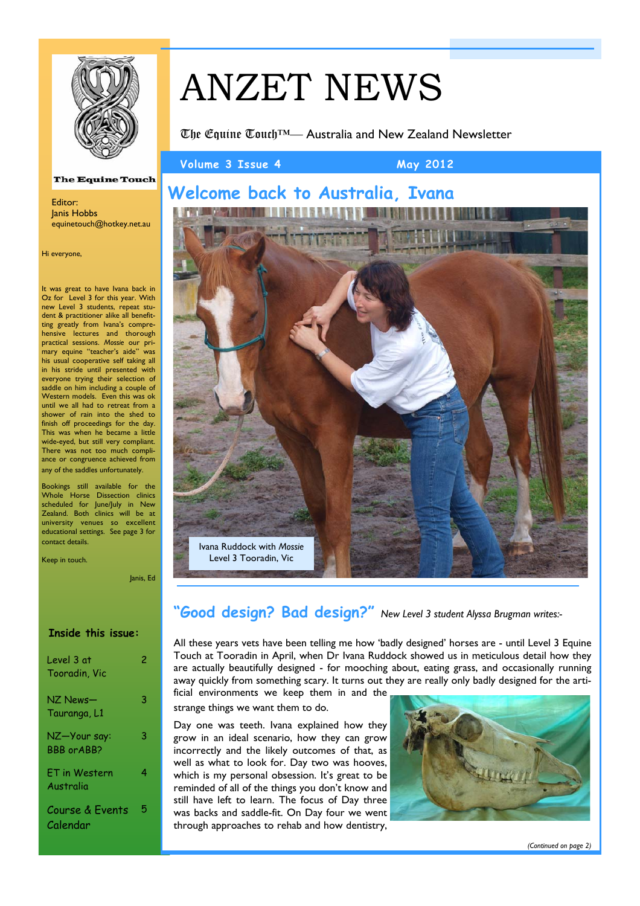# ANZET NEWS

The Equine Touch™— Australia and New Zealand Newsletter

Volume 3 Issue 4 May 2012

The Equine Touch

Editor:
Janis Hobbs
equinetouch@hotkey.net.au

Hi everyone,

It was great to have Ivana back in Oz for Level 3 for this year. With new Level 3 students, repeat student & practitioner alike all benefitting greatly from Ivana's comprehensive lectures and thorough practical sessions. *Mossie* our primary equine "teacher's aide" was his usual cooperative self taking all in his stride until presented with everyone trying their selection of saddle on him including a couple of Western models. Even this was ok until we all had to retreat from a shower of rain into the shed to finish off proceedings for the day. This was when he became a little wide-eyed, but still very compliant. There was not too much compliance or congruence achieved from any of the saddles unfortunately.

Bookings still available for the Whole Horse Dissection clinics scheduled for June/July in New Zealand. Both clinics will be at university venues so excellent educational settings. See page 3 for contact details.

Keep in touch.

Janis, Ed

### Inside this issue:

| | |
|---|---|
| Level 3 at Tooradin, Vic | 2 |
| NZ News—Tauranga, L1 | 3 |
| NZ—Your say: BBB or ABB? | 3 |
| ET in Western Australia | 4 |
| Course & Events Calendar | 5 |

## Welcome back to Australia, Ivana

Ivana Ruddock with *Mossie*
Level 3 Tooradin, Vic

## "Good design? Bad design?" *New Level 3 student Alyssa Brugman writes:-*

All these years vets have been telling me how 'badly designed' horses are - until Level 3 Equine Touch at Tooradin in April, when Dr Ivana Ruddock showed us in meticulous detail how they are actually beautifully designed - for mooching about, eating grass, and occasionally running away quickly from something scary. It turns out they are really only badly designed for the artificial environments we keep them in and the strange things we want them to do.

Day one was teeth. Ivana explained how they grow in an ideal scenario, how they can grow incorrectly and the likely outcomes of that, as well as what to look for. Day two was hooves, which is my personal obsession. It's great to be reminded of all of the things you don't know and still have left to learn. The focus of Day three was backs and saddle-fit. On Day four we went through approaches to rehab and how dentistry,

*(Continued on page 2)*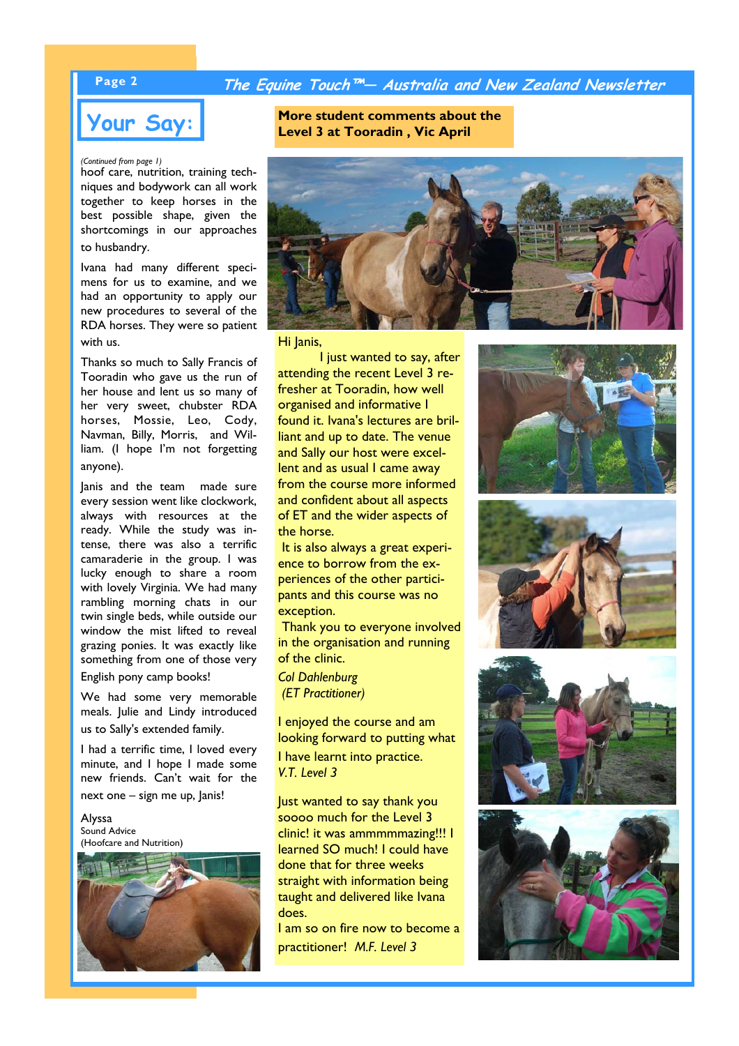## Your Say:

*(Continued from page 1)*

hoof care, nutrition, training techniques and bodywork can all work together to keep horses in the best possible shape, given the shortcomings in our approaches to husbandry.

Ivana had many different specimens for us to examine, and we had an opportunity to apply our new procedures to several of the RDA horses. They were so patient with us.

Thanks so much to Sally Francis of Tooradin who gave us the run of her house and lent us so many of her very sweet, chubster RDA horses, Mossie, Leo, Cody, Navman, Billy, Morris, and William. (I hope I'm not forgetting anyone).

Janis and the team made sure every session went like clockwork, always with resources at the ready. While the study was intense, there was also a terrific camaraderie in the group. I was lucky enough to share a room with lovely Virginia. We had many rambling morning chats in our twin single beds, while outside our window the mist lifted to reveal grazing ponies. It was exactly like something from one of those very English pony camp books!

We had some very memorable meals. Julie and Lindy introduced us to Sally's extended family.

I had a terrific time, I loved every minute, and I hope I made some new friends. Can't wait for the next one – sign me up, Janis!

Alyssa
Sound Advice
(Hoofcare and Nutrition)

## More student comments about the Level 3 at Tooradin , Vic April

Hi Janis,

I just wanted to say, after attending the recent Level 3 refresher at Tooradin, how well organised and informative I found it. Ivana's lectures are brilliant and up to date. The venue and Sally our host were excellent and as usual I came away from the course more informed and confident about all aspects of ET and the wider aspects of the horse.

It is also always a great experience to borrow from the experiences of the other participants and this course was no exception.

Thank you to everyone involved in the organisation and running of the clinic.

*Col Dahlenburg*
*(ET Practitioner)*

I enjoyed the course and am looking forward to putting what I have learnt into practice.
*V.T. Level 3*

Just wanted to say thank you soooo much for the Level 3 clinic! it was ammmmmazing!!! I learned SO much! I could have done that for three weeks straight with information being taught and delivered like Ivana does.
I am so on fire now to become a practitioner! *M.F. Level 3*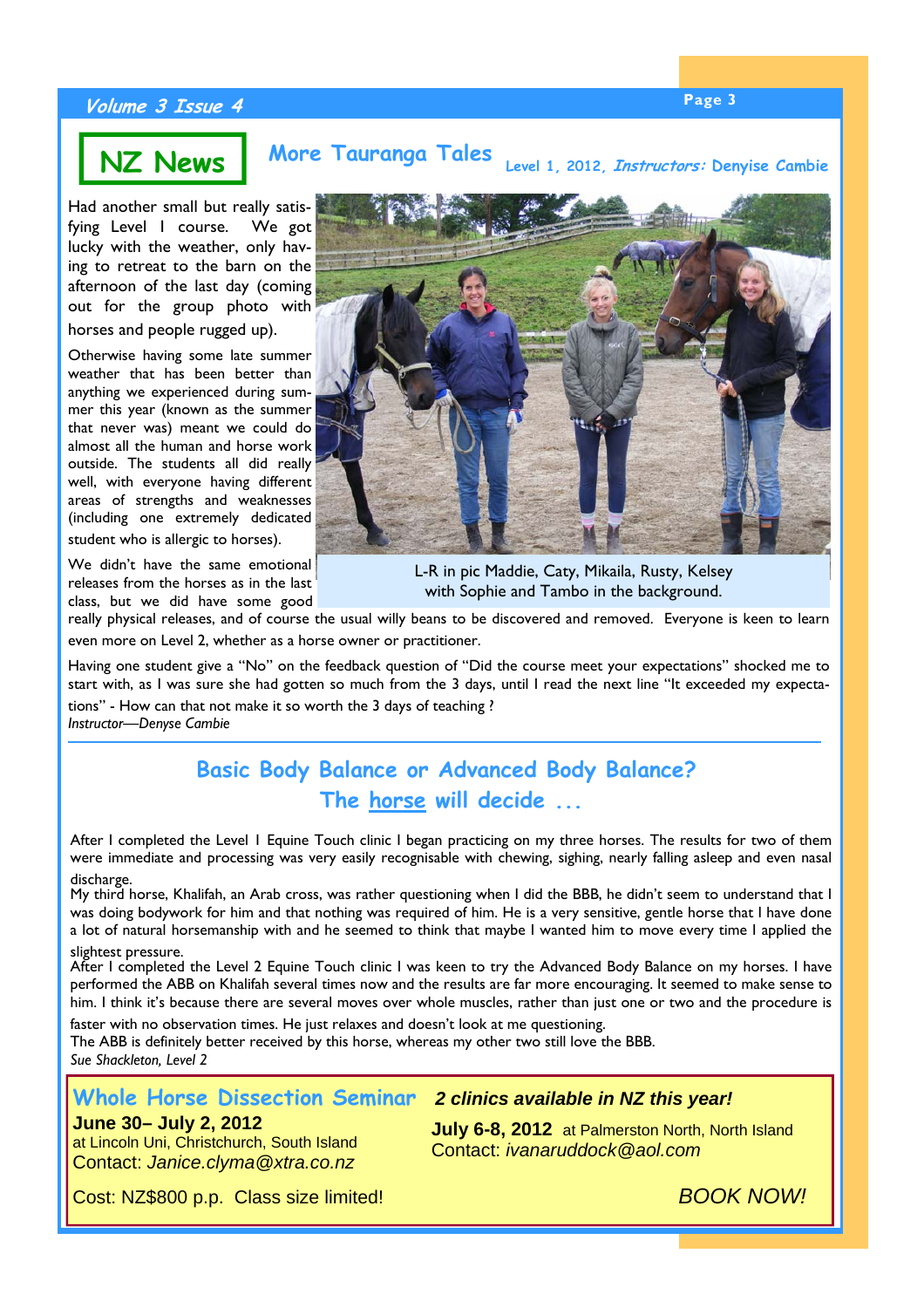# NZ News

## More Tauranga Tales

Level 1, 2012, *Instructors:* Denyse Cambie

Had another small but really satisfying Level I course. We got lucky with the weather, only having to retreat to the barn on the afternoon of the last day (coming out for the group photo with horses and people rugged up).

Otherwise having some late summer weather that has been better than anything we experienced during summer this year (known as the summer that never was) meant we could do almost all the human and horse work outside. The students all did really well, with everyone having different areas of strengths and weaknesses (including one extremely dedicated student who is allergic to horses).

L-R in pic Maddie, Caty, Mikaila, Rusty, Kelsey with Sophie and Tambo in the background.

We didn't have the same emotional releases from the horses as in the last class, but we did have some good really physical releases, and of course the usual willy beans to be discovered and removed. Everyone is keen to learn even more on Level 2, whether as a horse owner or practitioner.

Having one student give a "No" on the feedback question of "Did the course meet your expectations" shocked me to start with, as I was sure she had gotten so much from the 3 days, until I read the next line "It exceeded my expectations" - How can that not make it so worth the 3 days of teaching ?

*Instructor—Denyse Cambie*

---

## Basic Body Balance or Advanced Body Balance? The horse will decide ...

After I completed the Level I Equine Touch clinic I began practicing on my three horses. The results for two of them were immediate and processing was very easily recognisable with chewing, sighing, nearly falling asleep and even nasal discharge.

My third horse, Khalifah, an Arab cross, was rather questioning when I did the BBB, he didn't seem to understand that I was doing bodywork for him and that nothing was required of him. He is a very sensitive, gentle horse that I have done a lot of natural horsemanship with and he seemed to think that maybe I wanted him to move every time I applied the slightest pressure.

After I completed the Level 2 Equine Touch clinic I was keen to try the Advanced Body Balance on my horses. I have performed the ABB on Khalifah several times now and the results are far more encouraging. It seemed to make sense to him. I think it's because there are several moves over whole muscles, rather than just one or two and the procedure is faster with no observation times. He just relaxes and doesn't look at me questioning.

The ABB is definitely better received by this horse, whereas my other two still love the BBB.

*Sue Shackleton, Level 2*

---

## Whole Horse Dissection Seminar

***2 clinics available in NZ this year!***

**June 30– July 2, 2012**
at Lincoln Uni, Christchurch, South Island
Contact: *Janice.clyma@xtra.co.nz*

**July 6-8, 2012** at Palmerston North, North Island
Contact: *ivanaruddock@aol.com*

Cost: NZ$800 p.p. Class size limited!

*BOOK NOW!*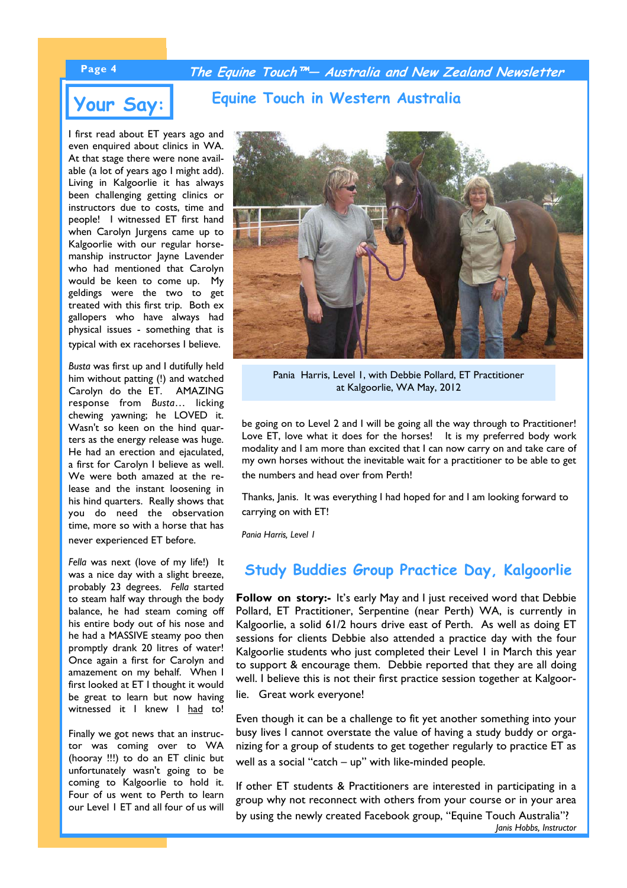## Your Say:

# Equine Touch in Western Australia

I first read about ET years ago and even enquired about clinics in WA. At that stage there were none available (a lot of years ago I might add). Living in Kalgoorlie it has always been challenging getting clinics or instructors due to costs, time and people! I witnessed ET first hand when Carolyn Jurgens came up to Kalgoorlie with our regular horsemanship instructor Jayne Lavender who had mentioned that Carolyn would be keen to come up. My geldings were the two to get treated with this first trip. Both ex gallopers who have always had physical issues - something that is typical with ex racehorses I believe.

*Busta* was first up and I dutifully held him without patting (!) and watched Carolyn do the ET. AMAZING response from *Busta*… licking chewing yawning; he LOVED it. Wasn't so keen on the hind quarters as the energy release was huge. He had an erection and ejaculated, a first for Carolyn I believe as well. We were both amazed at the release and the instant loosening in his hind quarters. Really shows that you do need the observation time, more so with a horse that has never experienced ET before.

*Fella* was next (love of my life!) It was a nice day with a slight breeze, probably 23 degrees. *Fella* started to steam half way through the body balance, he had steam coming off his entire body out of his nose and he had a MASSIVE steamy poo then promptly drank 20 litres of water! Once again a first for Carolyn and amazement on my behalf. When I first looked at ET I thought it would be great to learn but now having witnessed it I knew I had to!

Finally we got news that an instructor was coming over to WA (hooray !!!) to do an ET clinic but unfortunately wasn't going to be coming to Kalgoorlie to hold it. Four of us went to Perth to learn our Level I ET and all four of us will be going on to Level 2 and I will be going all the way through to Practitioner! Love ET, love what it does for the horses! It is my preferred body work modality and I am more than excited that I can now carry on and take care of my own horses without the inevitable wait for a practitioner to be able to get the numbers and head over from Perth!

Pania Harris, Level 1, with Debbie Pollard, ET Practitioner at Kalgoorlie, WA May, 2012

Thanks, Janis. It was everything I had hoped for and I am looking forward to carrying on with ET!

*Pania Harris, Level I*

## Study Buddies Group Practice Day, Kalgoorlie

**Follow on story:-** It's early May and I just received word that Debbie Pollard, ET Practitioner, Serpentine (near Perth) WA, is currently in Kalgoorlie, a solid 61/2 hours drive east of Perth. As well as doing ET sessions for clients Debbie also attended a practice day with the four Kalgoorlie students who just completed their Level I in March this year to support & encourage them. Debbie reported that they are all doing well. I believe this is not their first practice session together at Kalgoorlie. Great work everyone!

Even though it can be a challenge to fit yet another something into your busy lives I cannot overstate the value of having a study buddy or organizing for a group of students to get together regularly to practice ET as well as a social "catch – up" with like-minded people.

If other ET students & Practitioners are interested in participating in a group why not reconnect with others from your course or in your area by using the newly created Facebook group, "Equine Touch Australia"?

*Janis Hobbs, Instructor*